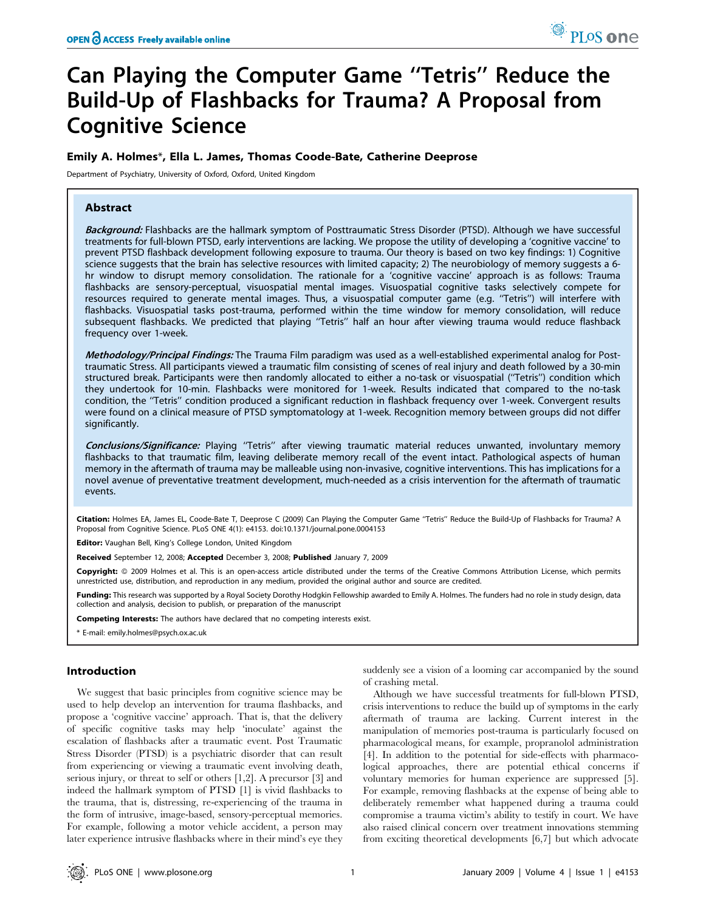# Can Playing the Computer Game "Tetris" Reduce the Build-Up of Flashbacks for Trauma? A Proposal from Cognitive Science

**Emily A. Holmes\*, Ella L. James, Thomas Coode-Bate, Catherine Deeprose**

Department of Psychiatry, University of Oxford, Oxford, United Kingdom

## Abstract

***Background:*** Flashbacks are the hallmark symptom of Posttraumatic Stress Disorder (PTSD). Although we have successful treatments for full-blown PTSD, early interventions are lacking. We propose the utility of developing a 'cognitive vaccine' to prevent PTSD flashback development following exposure to trauma. Our theory is based on two key findings: 1) Cognitive science suggests that the brain has selective resources with limited capacity; 2) The neurobiology of memory suggests a 6-hr window to disrupt memory consolidation. The rationale for a 'cognitive vaccine' approach is as follows: Trauma flashbacks are sensory-perceptual, visuospatial mental images. Visuospatial cognitive tasks selectively compete for resources required to generate mental images. Thus, a visuospatial computer game (e.g. "Tetris") will interfere with flashbacks. Visuospatial tasks post-trauma, performed within the time window for memory consolidation, will reduce subsequent flashbacks. We predicted that playing "Tetris" half an hour after viewing trauma would reduce flashback frequency over 1-week.

***Methodology/Principal Findings:*** The Trauma Film paradigm was used as a well-established experimental analog for Post-traumatic Stress. All participants viewed a traumatic film consisting of scenes of real injury and death followed by a 30-min structured break. Participants were then randomly allocated to either a no-task or visuospatial ("Tetris") condition which they undertook for 10-min. Flashbacks were monitored for 1-week. Results indicated that compared to the no-task condition, the "Tetris" condition produced a significant reduction in flashback frequency over 1-week. Convergent results were found on a clinical measure of PTSD symptomatology at 1-week. Recognition memory between groups did not differ significantly.

***Conclusions/Significance:*** Playing "Tetris" after viewing traumatic material reduces unwanted, involuntary memory flashbacks to that traumatic film, leaving deliberate memory recall of the event intact. Pathological aspects of human memory in the aftermath of trauma may be malleable using non-invasive, cognitive interventions. This has implications for a novel avenue of preventative treatment development, much-needed as a crisis intervention for the aftermath of traumatic events.

**Citation:** Holmes EA, James EL, Coode-Bate T, Deeprose C (2009) Can Playing the Computer Game "Tetris" Reduce the Build-Up of Flashbacks for Trauma? A Proposal from Cognitive Science. PLoS ONE 4(1): e4153. doi:10.1371/journal.pone.0004153

**Editor:** Vaughan Bell, King's College London, United Kingdom

**Received** September 12, 2008; **Accepted** December 3, 2008; **Published** January 7, 2009

**Copyright:** © 2009 Holmes et al. This is an open-access article distributed under the terms of the Creative Commons Attribution License, which permits unrestricted use, distribution, and reproduction in any medium, provided the original author and source are credited.

**Funding:** This research was supported by a Royal Society Dorothy Hodgkin Fellowship awarded to Emily A. Holmes. The funders had no role in study design, data collection and analysis, decision to publish, or preparation of the manuscript

**Competing Interests:** The authors have declared that no competing interests exist.

\* E-mail: emily.holmes@psych.ox.ac.uk

## Introduction

We suggest that basic principles from cognitive science may be used to help develop an intervention for trauma flashbacks, and propose a 'cognitive vaccine' approach. That is, that the delivery of specific cognitive tasks may help 'inoculate' against the escalation of flashbacks after a traumatic event. Post Traumatic Stress Disorder (PTSD) is a psychiatric disorder that can result from experiencing or viewing a traumatic event involving death, serious injury, or threat to self or others [1,2]. A precursor [3] and indeed the hallmark symptom of PTSD [1] is vivid flashbacks to the trauma, that is, distressing, re-experiencing of the trauma in the form of intrusive, image-based, sensory-perceptual memories. For example, following a motor vehicle accident, a person may later experience intrusive flashbacks where in their mind's eye they suddenly see a vision of a looming car accompanied by the sound of crashing metal.

Although we have successful treatments for full-blown PTSD, crisis interventions to reduce the build up of symptoms in the early aftermath of trauma are lacking. Current interest in the manipulation of memories post-trauma is particularly focused on pharmacological means, for example, propranolol administration [4]. In addition to the potential for side-effects with pharmacological approaches, there are potential ethical concerns if voluntary memories for human experience are suppressed [5]. For example, removing flashbacks at the expense of being able to deliberately remember what happened during a trauma could compromise a trauma victim's ability to testify in court. We have also raised clinical concern over treatment innovations stemming from exciting theoretical developments [6,7] but which advocate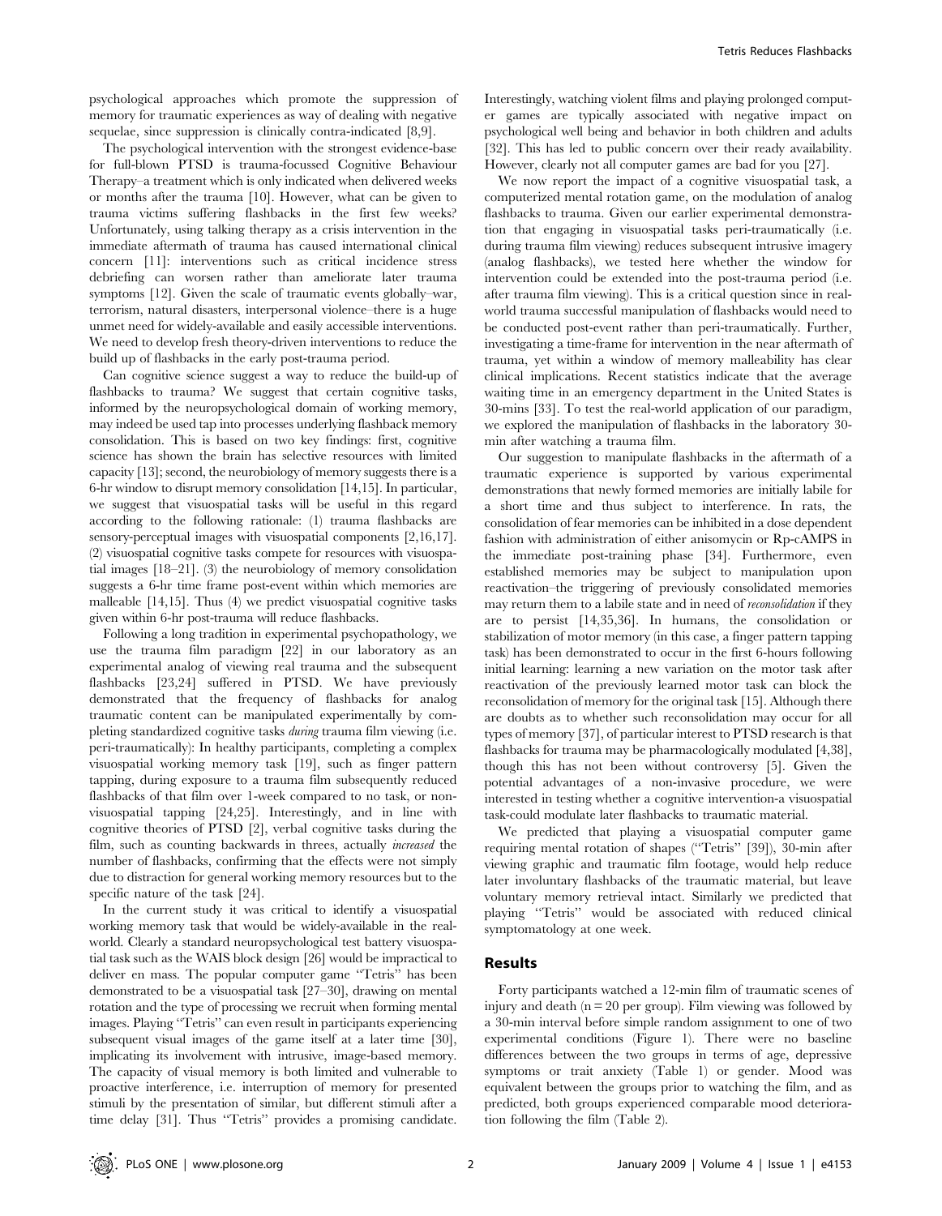psychological approaches which promote the suppression of memory for traumatic experiences as way of dealing with negative sequelae, since suppression is clinically contra-indicated [8,9].

The psychological intervention with the strongest evidence-base for full-blown PTSD is trauma-focussed Cognitive Behaviour Therapy–a treatment which is only indicated when delivered weeks or months after the trauma [10]. However, what can be given to trauma victims suffering flashbacks in the first few weeks? Unfortunately, using talking therapy as a crisis intervention in the immediate aftermath of trauma has caused international clinical concern [11]: interventions such as critical incidence stress debriefing can worsen rather than ameliorate later trauma symptoms [12]. Given the scale of traumatic events globally–war, terrorism, natural disasters, interpersonal violence–there is a huge unmet need for widely-available and easily accessible interventions. We need to develop fresh theory-driven interventions to reduce the build up of flashbacks in the early post-trauma period.

Can cognitive science suggest a way to reduce the build-up of flashbacks to trauma? We suggest that certain cognitive tasks, informed by the neuropsychological domain of working memory, may indeed be used tap into processes underlying flashback memory consolidation. This is based on two key findings: first, cognitive science has shown the brain has selective resources with limited capacity [13]; second, the neurobiology of memory suggests there is a 6-hr window to disrupt memory consolidation [14,15]. In particular, we suggest that visuospatial tasks will be useful in this regard according to the following rationale: (1) trauma flashbacks are sensory-perceptual images with visuospatial components [2,16,17]. (2) visuospatial cognitive tasks compete for resources with visuospatial images [18–21]. (3) the neurobiology of memory consolidation suggests a 6-hr time frame post-event within which memories are malleable [14,15]. Thus (4) we predict visuospatial cognitive tasks given within 6-hr post-trauma will reduce flashbacks.

Following a long tradition in experimental psychopathology, we use the trauma film paradigm [22] in our laboratory as an experimental analog of viewing real trauma and the subsequent flashbacks [23,24] suffered in PTSD. We have previously demonstrated that the frequency of flashbacks for analog traumatic content can be manipulated experimentally by completing standardized cognitive tasks *during* trauma film viewing (i.e. peri-traumatically): In healthy participants, completing a complex visuospatial working memory task [19], such as finger pattern tapping, during exposure to a trauma film subsequently reduced flashbacks of that film over 1-week compared to no task, or non-visuospatial tapping [24,25]. Interestingly, and in line with cognitive theories of PTSD [2], verbal cognitive tasks during the film, such as counting backwards in threes, actually *increased* the number of flashbacks, confirming that the effects were not simply due to distraction for general working memory resources but to the specific nature of the task [24].

In the current study it was critical to identify a visuospatial working memory task that would be widely-available in the real-world. Clearly a standard neuropsychological test battery visuospatial task such as the WAIS block design [26] would be impractical to deliver en mass. The popular computer game "Tetris" has been demonstrated to be a visuospatial task [27–30], drawing on mental rotation and the type of processing we recruit when forming mental images. Playing "Tetris" can even result in participants experiencing subsequent visual images of the game itself at a later time [30], implicating its involvement with intrusive, image-based memory. The capacity of visual memory is both limited and vulnerable to proactive interference, i.e. interruption of memory for presented stimuli by the presentation of similar, but different stimuli after a time delay [31]. Thus "Tetris" provides a promising candidate. Interestingly, watching violent films and playing prolonged computer games are typically associated with negative impact on psychological well being and behavior in both children and adults [32]. This has led to public concern over their ready availability. However, clearly not all computer games are bad for you [27].

We now report the impact of a cognitive visuospatial task, a computerized mental rotation game, on the modulation of analog flashbacks to trauma. Given our earlier experimental demonstration that engaging in visuospatial tasks peri-traumatically (i.e. during trauma film viewing) reduces subsequent intrusive imagery (analog flashbacks), we tested here whether the window for intervention could be extended into the post-trauma period (i.e. after trauma film viewing). This is a critical question since in real-world trauma successful manipulation of flashbacks would need to be conducted post-event rather than peri-traumatically. Further, investigating a time-frame for intervention in the near aftermath of trauma, yet within a window of memory malleability has clear clinical implications. Recent statistics indicate that the average waiting time in an emergency department in the United States is 30-mins [33]. To test the real-world application of our paradigm, we explored the manipulation of flashbacks in the laboratory 30-min after watching a trauma film.

Our suggestion to manipulate flashbacks in the aftermath of a traumatic experience is supported by various experimental demonstrations that newly formed memories are initially labile for a short time and thus subject to interference. In rats, the consolidation of fear memories can be inhibited in a dose dependent fashion with administration of either anisomycin or Rp-cAMPS in the immediate post-training phase [34]. Furthermore, even established memories may be subject to manipulation upon reactivation–the triggering of previously consolidated memories may return them to a labile state and in need of *reconsolidation* if they are to persist [14,35,36]. In humans, the consolidation or stabilization of motor memory (in this case, a finger pattern tapping task) has been demonstrated to occur in the first 6-hours following initial learning: learning a new variation on the motor task after reactivation of the previously learned motor task can block the reconsolidation of memory for the original task [15]. Although there are doubts as to whether such reconsolidation may occur for all types of memory [37], of particular interest to PTSD research is that flashbacks for trauma may be pharmacologically modulated [4,38], though this has not been without controversy [5]. Given the potential advantages of a non-invasive procedure, we were interested in testing whether a cognitive intervention-a visuospatial task-could modulate later flashbacks to traumatic material.

We predicted that playing a visuospatial computer game requiring mental rotation of shapes ("Tetris" [39]), 30-min after viewing graphic and traumatic film footage, would help reduce later involuntary flashbacks of the traumatic material, but leave voluntary memory retrieval intact. Similarly we predicted that playing "Tetris" would be associated with reduced clinical symptomatology at one week.

## Results

Forty participants watched a 12-min film of traumatic scenes of injury and death ($n = 20$ per group). Film viewing was followed by a 30-min interval before simple random assignment to one of two experimental conditions (Figure 1). There were no baseline differences between the two groups in terms of age, depressive symptoms or trait anxiety (Table 1) or gender. Mood was equivalent between the groups prior to watching the film, and as predicted, both groups experienced comparable mood deterioration following the film (Table 2).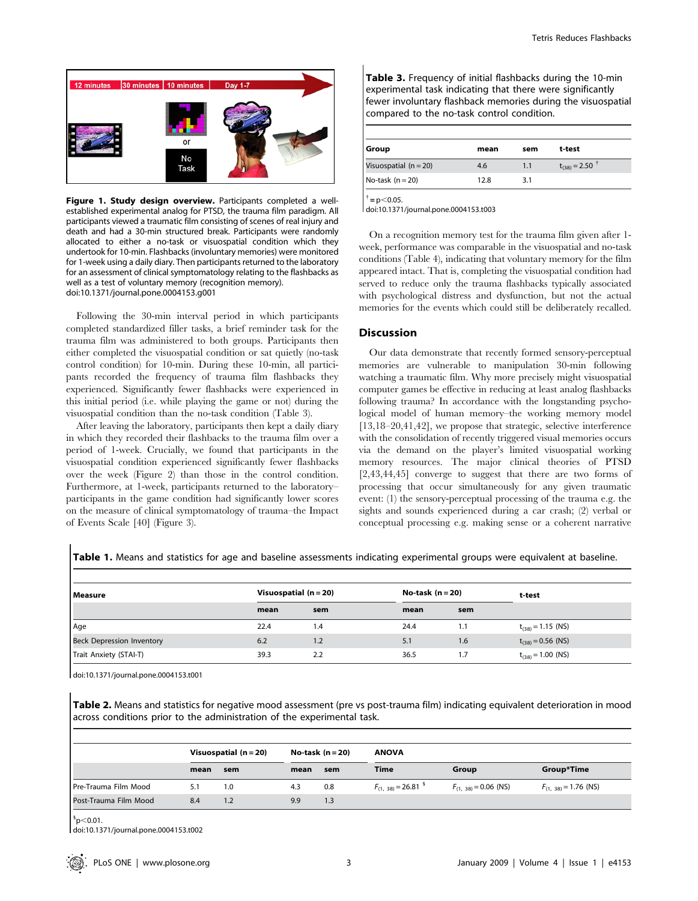Figure 1. Study design overview. Participants completed a well-established experimental analog for PTSD, the trauma film paradigm. All participants viewed a traumatic film consisting of scenes of real injury and death and had a 30-min structured break. Participants were randomly allocated to either a no-task or visuospatial condition which they undertook for 10-min. Flashbacks (involuntary memories) were monitored for 1-week using a daily diary. Then participants returned to the laboratory for an assessment of clinical symptomatology relating to the flashbacks as well as a test of voluntary memory (recognition memory).
doi:10.1371/journal.pone.0004153.g001

Following the 30-min interval period in which participants completed standardized filler tasks, a brief reminder task for the trauma film was administered to both groups. Participants then either completed the visuospatial condition or sat quietly (no-task control condition) for 10-min. During these 10-min, all participants recorded the frequency of trauma film flashbacks they experienced. Significantly fewer flashbacks were experienced in this initial period (i.e. while playing the game or not) during the visuospatial condition than the no-task condition (Table 3).

After leaving the laboratory, participants then kept a daily diary in which they recorded their flashbacks to the trauma film over a period of 1-week. Crucially, we found that participants in the visuospatial condition experienced significantly fewer flashbacks over the week (Figure 2) than those in the control condition. Furthermore, at 1-week, participants returned to the laboratory–participants in the game condition had significantly lower scores on the measure of clinical symptomatology of trauma–the Impact of Events Scale [40] (Figure 3).

**Table 3.** Frequency of initial flashbacks during the 10-min experimental task indicating that there were significantly fewer involuntary flashback memories during the visuospatial compared to the no-task control condition.

| Group | mean | sem | t-test |
|---|---|---|---|
| Visuospatial (n = 20) | 4.6 | 1.1 | $t_{(38)} = 2.50$ † |
| No-task (n = 20) | 12.8 | 3.1 | |

† = p<0.05.
doi:10.1371/journal.pone.0004153.t003

On a recognition memory test for the trauma film given after 1-week, performance was comparable in the visuospatial and no-task conditions (Table 4), indicating that voluntary memory for the film appeared intact. That is, completing the visuospatial condition had served to reduce only the trauma flashbacks typically associated with psychological distress and dysfunction, but not the actual memories for the events which could still be deliberately recalled.

## Discussion

Our data demonstrate that recently formed sensory-perceptual memories are vulnerable to manipulation 30-min following watching a traumatic film. Why more precisely might visuospatial computer games be effective in reducing at least analog flashbacks following trauma? In accordance with the longstanding psychological model of human memory–the working memory model [13,18–20,41,42], we propose that strategic, selective interference with the consolidation of recently triggered visual memories occurs via the demand on the player's limited visuospatial working memory resources. The major clinical theories of PTSD [2,43,44,45] converge to suggest that there are two forms of processing that occur simultaneously for any given traumatic event: (1) the sensory-perceptual processing of the trauma e.g. the sights and sounds experienced during a car crash; (2) verbal or conceptual processing e.g. making sense or a coherent narrative

**Table 1.** Means and statistics for age and baseline assessments indicating experimental groups were equivalent at baseline.

| Measure | Visuospatial (n = 20) | | No-task (n = 20) | | t-test |
|---|---|---|---|---|---|
| | mean | sem | mean | sem | |
| Age | 22.4 | 1.4 | 24.4 | 1.1 | $t_{(38)} = 1.15$ (NS) |
| Beck Depression Inventory | 6.2 | 1.2 | 5.1 | 1.6 | $t_{(38)} = 0.56$ (NS) |
| Trait Anxiety (STAI-T) | 39.3 | 2.2 | 36.5 | 1.7 | $t_{(38)} = 1.00$ (NS) |

doi:10.1371/journal.pone.0004153.t001

**Table 2.** Means and statistics for negative mood assessment (pre vs post-trauma film) indicating equivalent deterioration in mood across conditions prior to the administration of the experimental task.

| | Visuospatial (n = 20) | | No-task (n = 20) | | ANOVA | | |
|---|---|---|---|---|---|---|---|
| | mean | sem | mean | sem | Time | Group | Group*Time |
| Pre-Trauma Film Mood | 5.1 | 1.0 | 4.3 | 0.8 | $F_{(1, 38)} = 26.81$ § | $F_{(1, 38)} = 0.06$ (NS) | $F_{(1, 38)} = 1.76$ (NS) |
| Post-Trauma Film Mood | 8.4 | 1.2 | 9.9 | 1.3 | | | |

§ p<0.01.
doi:10.1371/journal.pone.0004153.t002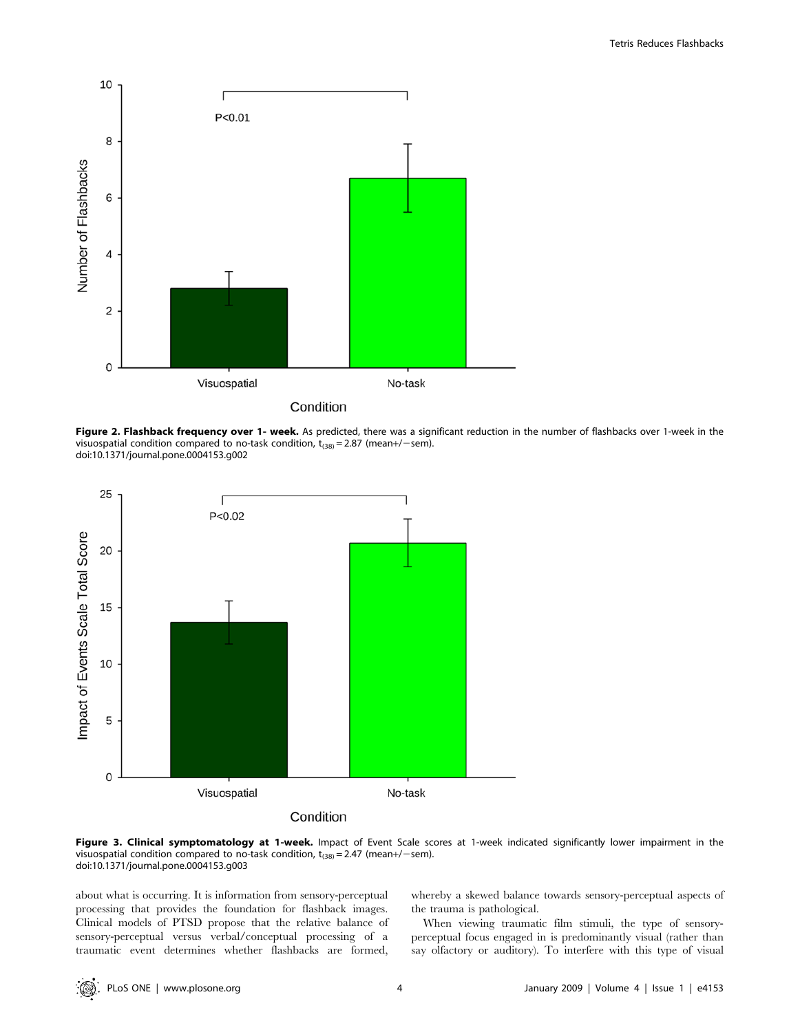**Figure 2. Flashback frequency over 1- week.** As predicted, there was a significant reduction in the number of flashbacks over 1-week in the visuospatial condition compared to no-task condition, $t_{(38)} = 2.87$ (mean+/−sem).
doi:10.1371/journal.pone.0004153.g002

**Figure 3. Clinical symptomatology at 1-week.** Impact of Event Scale scores at 1-week indicated significantly lower impairment in the visuospatial condition compared to no-task condition, $t_{(38)} = 2.47$ (mean+/−sem).
doi:10.1371/journal.pone.0004153.g003

about what is occurring. It is information from sensory-perceptual processing that provides the foundation for flashback images. Clinical models of PTSD propose that the relative balance of sensory-perceptual versus verbal/conceptual processing of a traumatic event determines whether flashbacks are formed, whereby a skewed balance towards sensory-perceptual aspects of the trauma is pathological.

When viewing traumatic film stimuli, the type of sensory-perceptual focus engaged in is predominantly visual (rather than say olfactory or auditory). To interfere with this type of visual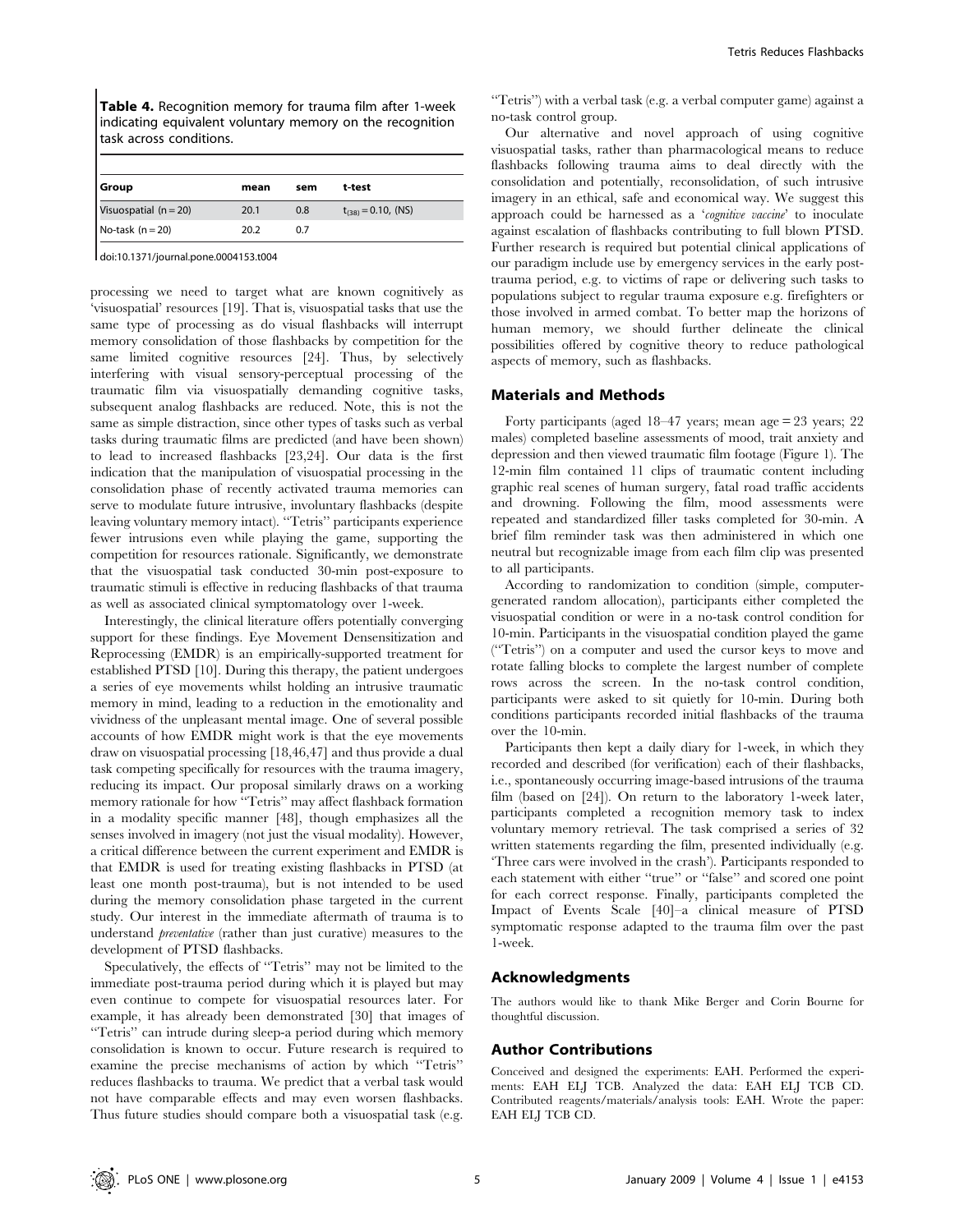**Table 4.** Recognition memory for trauma film after 1-week indicating equivalent voluntary memory on the recognition task across conditions.

| Group | mean | sem | t-test |
|---|---|---|---|
| Visuospatial (n = 20) | 20.1 | 0.8 | $t_{(38)} = 0.10$, (NS) |
| No-task (n = 20) | 20.2 | 0.7 | |

doi:10.1371/journal.pone.0004153.t004

processing we need to target what are known cognitively as 'visuospatial' resources [19]. That is, visuospatial tasks that use the same type of processing as do visual flashbacks will interrupt memory consolidation of those flashbacks by competition for the same limited cognitive resources [24]. Thus, by selectively interfering with visual sensory-perceptual processing of the traumatic film via visuospatially demanding cognitive tasks, subsequent analog flashbacks are reduced. Note, this is not the same as simple distraction, since other types of tasks such as verbal tasks during traumatic films are predicted (and have been shown) to lead to increased flashbacks [23,24]. Our data is the first indication that the manipulation of visuospatial processing in the consolidation phase of recently activated trauma memories can serve to modulate future intrusive, involuntary flashbacks (despite leaving voluntary memory intact). "Tetris" participants experience fewer intrusions even while playing the game, supporting the competition for resources rationale. Significantly, we demonstrate that the visuospatial task conducted 30-min post-exposure to traumatic stimuli is effective in reducing flashbacks of that trauma as well as associated clinical symptomatology over 1-week.

Interestingly, the clinical literature offers potentially converging support for these findings. Eye Movement Densensitization and Reprocessing (EMDR) is an empirically-supported treatment for established PTSD [10]. During this therapy, the patient undergoes a series of eye movements whilst holding an intrusive traumatic memory in mind, leading to a reduction in the emotionality and vividness of the unpleasant mental image. One of several possible accounts of how EMDR might work is that the eye movements draw on visuospatial processing [18,46,47] and thus provide a dual task competing specifically for resources with the trauma imagery, reducing its impact. Our proposal similarly draws on a working memory rationale for how "Tetris" may affect flashback formation in a modality specific manner [48], though emphasizes all the senses involved in imagery (not just the visual modality). However, a critical difference between the current experiment and EMDR is that EMDR is used for treating existing flashbacks in PTSD (at least one month post-trauma), but is not intended to be used during the memory consolidation phase targeted in the current study. Our interest in the immediate aftermath of trauma is to understand *preventative* (rather than just curative) measures to the development of PTSD flashbacks.

Speculatively, the effects of "Tetris" may not be limited to the immediate post-trauma period during which it is played but may even continue to compete for visuospatial resources later. For example, it has already been demonstrated [30] that images of "Tetris" can intrude during sleep-a period during which memory consolidation is known to occur. Future research is required to examine the precise mechanisms of action by which "Tetris" reduces flashbacks to trauma. We predict that a verbal task would not have comparable effects and may even worsen flashbacks. Thus future studies should compare both a visuospatial task (e.g. "Tetris") with a verbal task (e.g. a verbal computer game) against a no-task control group.

Our alternative and novel approach of using cognitive visuospatial tasks, rather than pharmacological means to reduce flashbacks following trauma aims to deal directly with the consolidation and potentially, reconsolidation, of such intrusive imagery in an ethical, safe and economical way. We suggest this approach could be harnessed as a '*cognitive vaccine*' to inoculate against escalation of flashbacks contributing to full blown PTSD. Further research is required but potential clinical applications of our paradigm include use by emergency services in the early post-trauma period, e.g. to victims of rape or delivering such tasks to populations subject to regular trauma exposure e.g. firefighters or those involved in armed combat. To better map the horizons of human memory, we should further delineate the clinical possibilities offered by cognitive theory to reduce pathological aspects of memory, such as flashbacks.

## Materials and Methods

Forty participants (aged 18–47 years; mean age = 23 years; 22 males) completed baseline assessments of mood, trait anxiety and depression and then viewed traumatic film footage (Figure 1). The 12-min film contained 11 clips of traumatic content including graphic real scenes of human surgery, fatal road traffic accidents and drowning. Following the film, mood assessments were repeated and standardized filler tasks completed for 30-min. A brief film reminder task was then administered in which one neutral but recognizable image from each film clip was presented to all participants.

According to randomization to condition (simple, computer-generated random allocation), participants either completed the visuospatial condition or were in a no-task control condition for 10-min. Participants in the visuospatial condition played the game ("Tetris") on a computer and used the cursor keys to move and rotate falling blocks to complete the largest number of complete rows across the screen. In the no-task control condition, participants were asked to sit quietly for 10-min. During both conditions participants recorded initial flashbacks of the trauma over the 10-min.

Participants then kept a daily diary for 1-week, in which they recorded and described (for verification) each of their flashbacks, i.e., spontaneously occurring image-based intrusions of the trauma film (based on [24]). On return to the laboratory 1-week later, participants completed a recognition memory task to index voluntary memory retrieval. The task comprised a series of 32 written statements regarding the film, presented individually (e.g. 'Three cars were involved in the crash'). Participants responded to each statement with either "true" or "false" and scored one point for each correct response. Finally, participants completed the Impact of Events Scale [40]–a clinical measure of PTSD symptomatic response adapted to the trauma film over the past 1-week.

## Acknowledgments

The authors would like to thank Mike Berger and Corin Bourne for thoughtful discussion.

## Author Contributions

Conceived and designed the experiments: EAH. Performed the experiments: EAH ELJ TCB. Analyzed the data: EAH ELJ TCB CD. Contributed reagents/materials/analysis tools: EAH. Wrote the paper: EAH ELJ TCB CD.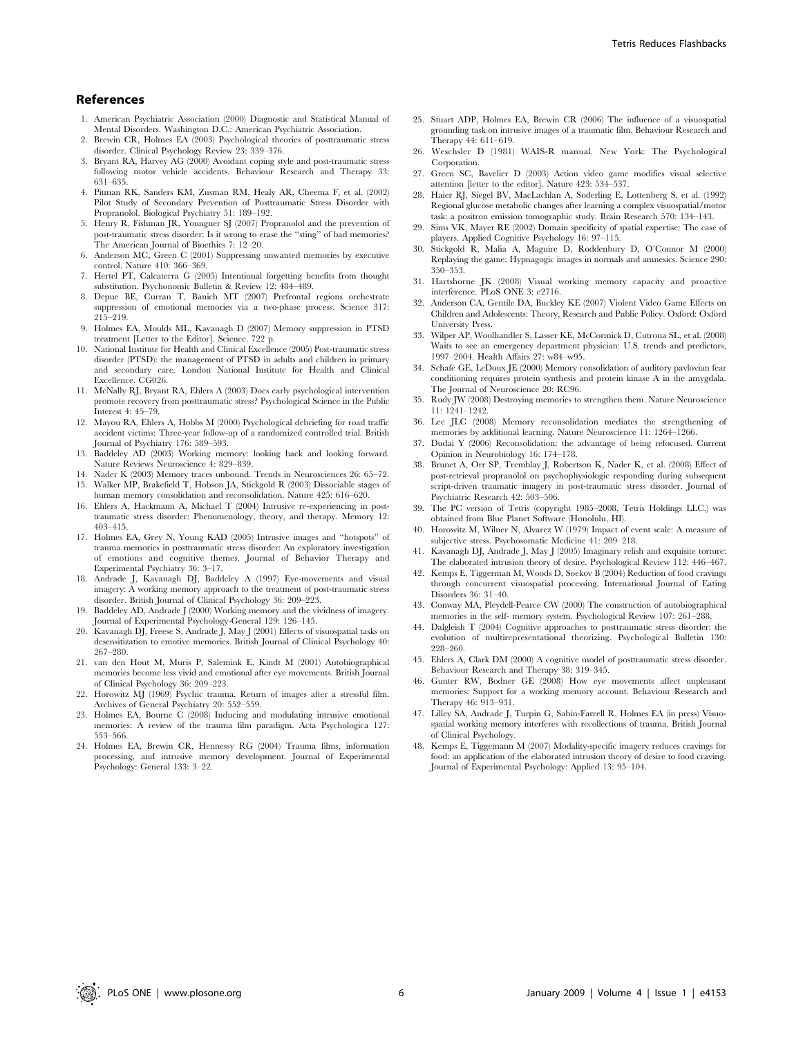## References

1. American Psychiatric Association (2000) Diagnostic and Statistical Manual of Mental Disorders. Washington D.C.: American Psychiatric Association.
2. Brewin CR, Holmes EA (2003) Psychological theories of posttraumatic stress disorder. Clinical Psychology Review 23: 339–376.
3. Bryant RA, Harvey AG (2000) Avoidant coping style and post-traumatic stress following motor vehicle accidents. Behaviour Research and Therapy 33: 631–635.
4. Pitman RK, Sanders KM, Zusman RM, Healy AR, Cheema F, et al. (2002) Pilot Study of Secondary Prevention of Posttraumatic Stress Disorder with Propranolol. Biological Psychiatry 51: 189–192.
5. Henry R, Fishman JR, Youngner SJ (2007) Propranolol and the prevention of post-traumatic stress disorder: Is it wrong to erase the "sting" of bad memories? The American Journal of Bioethics 7: 12–20.
6. Anderson MC, Green C (2001) Suppressing unwanted memories by executive control. Nature 410: 366–369.
7. Hertel PT, Calcaterra G (2005) Intentional forgetting benefits from thought substitution. Psychonomic Bulletin & Review 12: 484–489.
8. Depue BE, Curran T, Banich MT (2007) Prefrontal regions orchestrate suppression of emotional memories via a two-phase process. Science 317: 215–219.
9. Holmes EA, Moulds ML, Kavanagh D (2007) Memory suppression in PTSD treatment [Letter to the Editor]. Science. 722 p.
10. National Institute for Health and Clinical Excellence (2005) Post-traumatic stress disorder (PTSD): the management of PTSD in adults and children in primary and secondary care. London National Institute for Health and Clinical Excellence. CG026.
11. McNally RJ, Bryant RA, Ehlers A (2003) Does early psychological intervention promote recovery from posttraumatic stress? Psychological Science in the Public Interest 4: 45–79.
12. Mayou RA, Ehlers A, Hobbs M (2000) Psychological debriefing for road traffic accident victims: Three-year follow-up of a randomized controlled trial. British Journal of Psychiatry 176: 589–593.
13. Baddeley AD (2003) Working memory: looking back and looking forward. Nature Reviews Neuroscience 4: 829–839.
14. Nader K (2003) Memory traces unbound. Trends in Neurosciences 26: 65–72.
15. Walker MP, Brakefield T, Hobson JA, Stickgold R (2003) Dissociable stages of human memory consolidation and reconsolidation. Nature 425: 616–620.
16. Ehlers A, Hackmann A, Michael T (2004) Intrusive re-experiencing in post-traumatic stress disorder: Phenomenology, theory, and therapy. Memory 12: 403–415.
17. Holmes EA, Grey N, Young KAD (2005) Intrusive images and "hotspots" of trauma memories in posttraumatic stress disorder: An exploratory investigation of emotions and cognitive themes. Journal of Behavior Therapy and Experimental Psychiatry 36: 3–17.
18. Andrade J, Kavanagh DJ, Baddeley A (1997) Eye-movements and visual imagery: A working memory approach to the treatment of post-traumatic stress disorder. British Journal of Clinical Psychology 36: 209–223.
19. Baddeley AD, Andrade J (2000) Working memory and the vividness of imagery. Journal of Experimental Psychology-General 129: 126–145.
20. Kavanagh DJ, Freese S, Andrade J, May J (2001) Effects of visuospatial tasks on desensitization to emotive memories. British Journal of Clinical Psychology 40: 267–280.
21. van den Hout M, Muris P, Salemink E, Kindt M (2001) Autobiographical memories become less vivid and emotional after eye movements. British Journal of Clinical Psychology 36: 209–223.
22. Horowitz MJ (1969) Psychic trauma. Return of images after a stressful film. Archives of General Psychiatry 20: 552–559.
23. Holmes EA, Bourne C (2008) Inducing and modulating intrusive emotional memories: A review of the trauma film paradigm. Acta Psychologica 127: 553–566.
24. Holmes EA, Brewin CR, Hennessy RG (2004) Trauma films, information processing, and intrusive memory development. Journal of Experimental Psychology: General 133: 3–22.
25. Stuart ADP, Holmes EA, Brewin CR (2006) The influence of a visuospatial grounding task on intrusive images of a traumatic film. Behaviour Research and Therapy 44: 611–619.
26. Weschsler D (1981) WAIS-R manual. New York: The Psychological Corporation.
27. Green SC, Bavelier D (2003) Action video game modifies visual selective attention [letter to the editor]. Nature 423: 534–537.
28. Haier RJ, Siegel BV, MacLachlan A, Soderling E, Lottenberg S, et al. (1992) Regional glucose metabolic changes after learning a complex visuospatial/motor task: a positron emission tomographic study. Brain Research 570: 134–143.
29. Sims VK, Mayer RE (2002) Domain specificity of spatial expertise: The case of players. Applied Cognitive Psychology 16: 97–115.
30. Stickgold R, Malia A, Maguire D, Roddenbury D, O'Connor M (2000) Replaying the game: Hypnagogic images in normals and amnesics. Science 290: 350–353.
31. Hartshorne JK (2008) Visual working memory capacity and proactive interference. PLoS ONE 3: e2716.
32. Anderson CA, Gentile DA, Buckley KE (2007) Violent Video Game Effects on Children and Adolescents: Theory, Research and Public Policy. Oxford: Oxford University Press.
33. Wilper AP, Woolhandler S, Lasser KE, McCormick D, Cutrona SL, et al. (2008) Waits to see an emergency department physician: U.S. trends and predictors, 1997–2004. Health Affairs 27: w84–w95.
34. Schafe GE, LeDoux JE (2000) Memory consolidation of auditory pavlovian fear conditioning requires protein synthesis and protein kinase A in the amygdala. The Journal of Neuroscience 20: RC96.
35. Rudy JW (2008) Destroying memories to strengthen them. Nature Neuroscience 11: 1241–1242.
36. Lee JLC (2008) Memory reconsolidation mediates the strengthening of memories by additional learning. Nature Neuroscience 11: 1264–1266.
37. Dudai Y (2006) Reconsolidation: the advantage of being refocused. Current Opinion in Neurobiology 16: 174–178.
38. Brunet A, Orr SP, Tremblay J, Robertson K, Nader K, et al. (2008) Effect of post-retrieval propranolol on psychophysiologic responding during subsequent script-driven traumatic imagery in post-traumatic stress disorder. Journal of Psychiatric Research 42: 503–506.
39. The PC version of Tetris (copyright 1985–2008, Tetris Holdings LLC.) was obtained from Blue Planet Software (Honolulu, HI).
40. Horowitz M, Wilner N, Alvarez W (1979) Impact of event scale: A measure of subjective stress. Psychosomatic Medicine 41: 209–218.
41. Kavanagh DJ, Andrade J, May J (2005) Imaginary relish and exquisite torture: The elaborated intrusion theory of desire. Psychological Review 112: 446–467.
42. Kemps E, Tiggerman M, Woods D, Soekov B (2004) Reduction of food cravings through concurrent visuospatial processing. International Journal of Eating Disorders 36: 31–40.
43. Conway MA, Pleydell-Pearce CW (2000) The construction of autobiographical memories in the self- memory system. Psychological Review 107: 261–288.
44. Dalgleish T (2004) Cognitive approaches to posttraumatic stress disorder: the evolution of multirepresentational theorizing. Psychological Bulletin 130: 228–260.
45. Ehlers A, Clark DM (2000) A cognitive model of posttraumatic stress disorder. Behaviour Research and Therapy 38: 319–345.
46. Gunter RW, Bodner GE (2008) How eye movements affect unpleasant memories: Support for a working memory account. Behaviour Research and Therapy 46: 913–931.
47. Lilley SA, Andrade J, Turpin G, Sabin-Farrell R, Holmes EA (in press) Visuospatial working memory interferes with recollections of trauma. British Journal of Clinical Psychology.
48. Kemps E, Tiggemann M (2007) Modality-specific imagery reduces cravings for food: an application of the elaborated intrusion theory of desire to food craving. Journal of Experimental Psychology: Applied 13: 95–104.